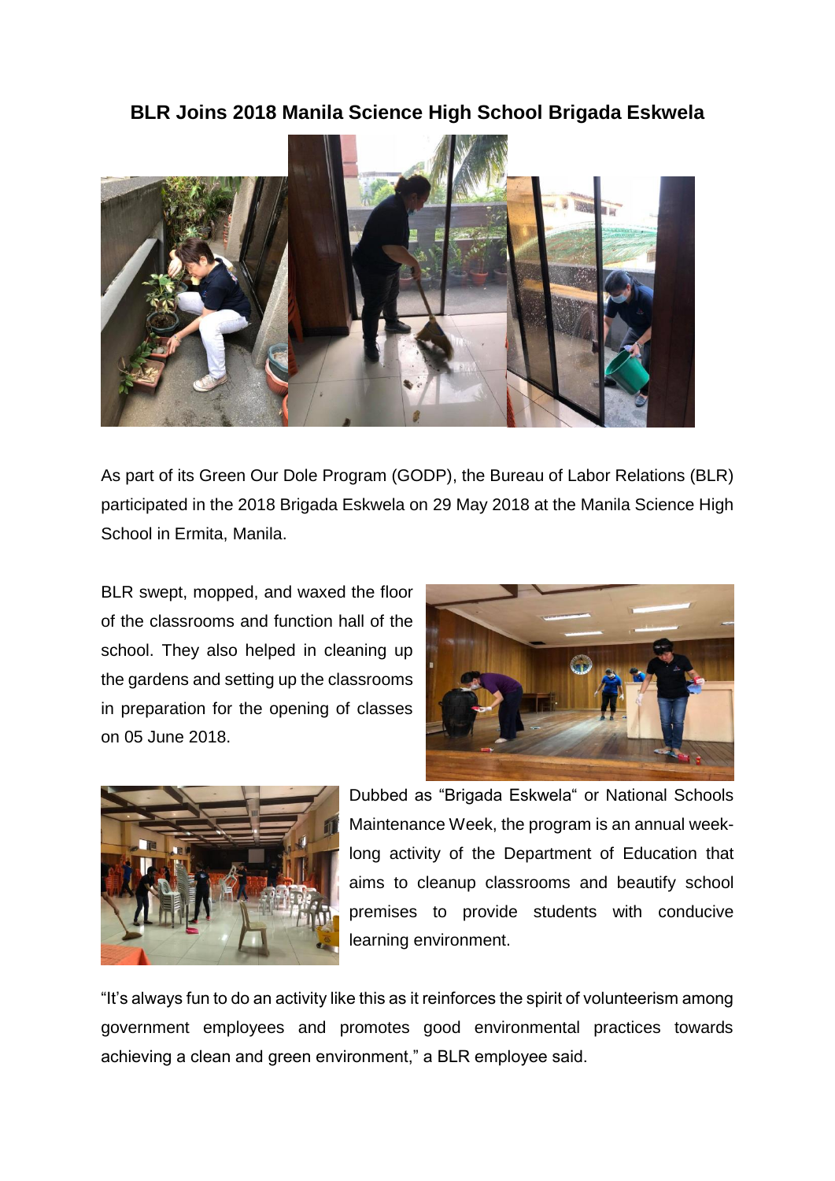# BLR Joins 2018 Manila Science High School Brigada Eskwela

As part of its Green Our Dole Program (GODP), the Bureau of Labor Relations (BLR) participated in the 2018 Brigada Eskwela on 29 May 2018 at the Manila Science High School in Ermita, Manila.

BLR swept, mopped, and waxed the floor of the classrooms and function hall of the school. They also helped in cleaning up the gardens and setting up the classrooms in preparation for the opening of classes on 05 June 2018.

Dubbed as "Brigada Eskwela" or National Schools Maintenance Week, the program is an annual week-long activity of the Department of Education that aims to cleanup classrooms and beautify school premises to provide students with conducive learning environment.

"It's always fun to do an activity like this as it reinforces the spirit of volunteerism among government employees and promotes good environmental practices towards achieving a clean and green environment," a BLR employee said.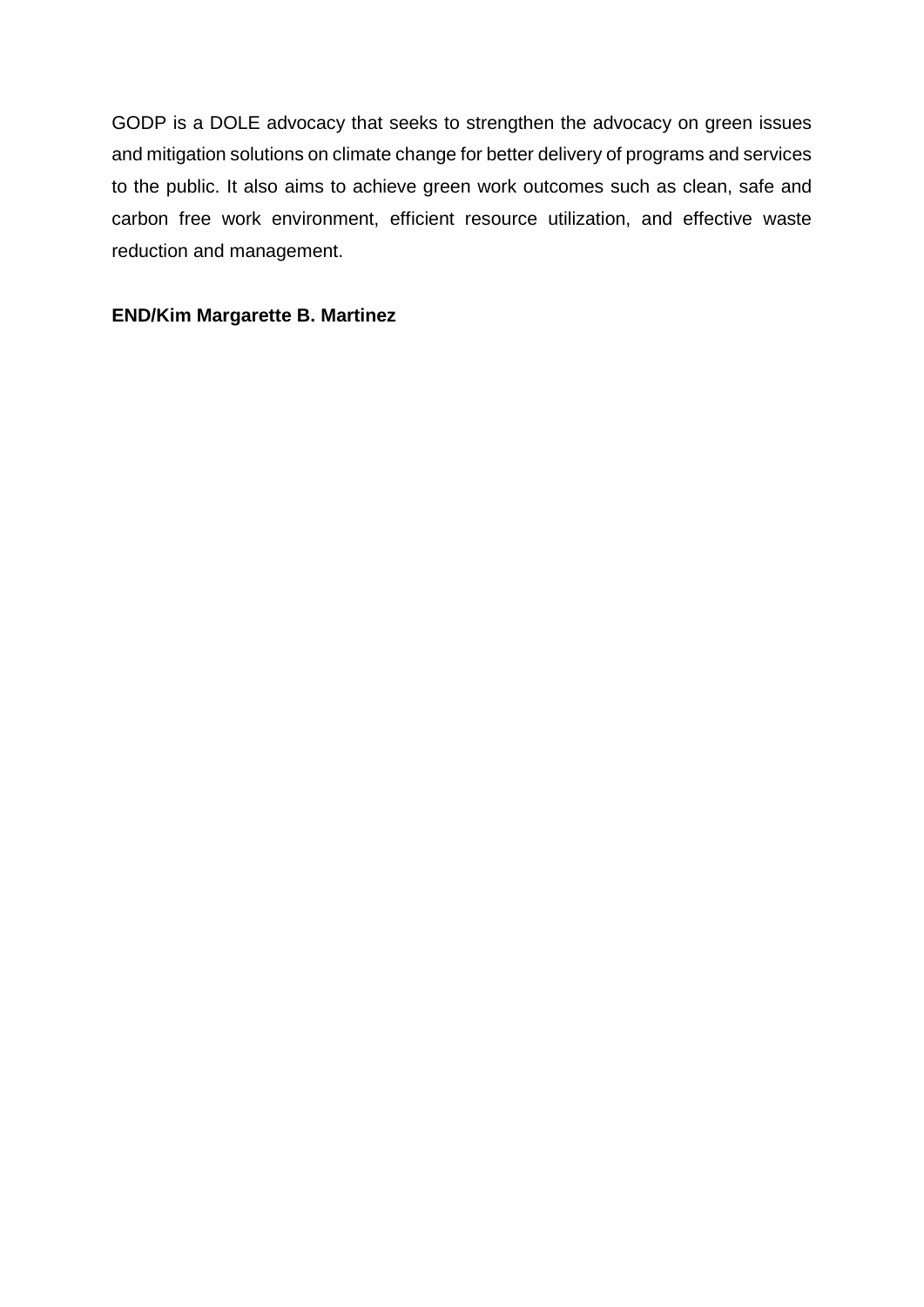GODP is a DOLE advocacy that seeks to strengthen the advocacy on green issues and mitigation solutions on climate change for better delivery of programs and services to the public. It also aims to achieve green work outcomes such as clean, safe and carbon free work environment, efficient resource utilization, and effective waste reduction and management.

**END/Kim Margarette B. Martinez**